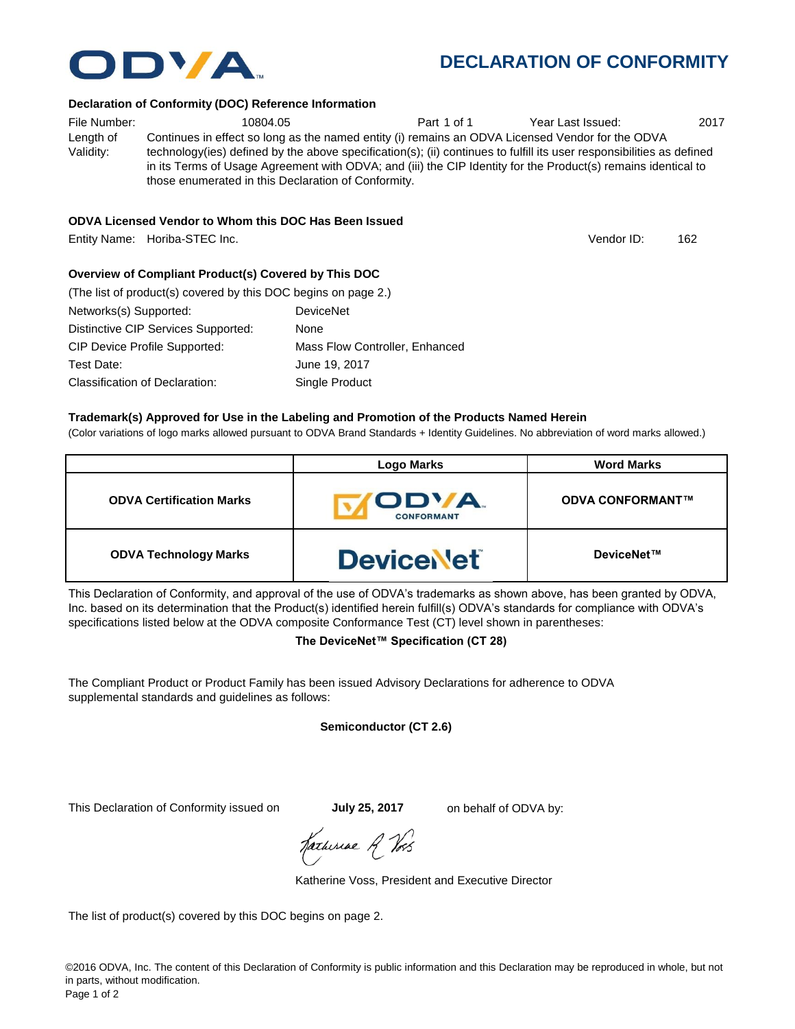# DECLARATION OF CONFORMITY

**Declaration of Conformity (DOC) Reference Information**

File Number: 10804.05 Part 1 of 1 Year Last Issued: 2017

Length of Validity: Continues in effect so long as the named entity (i) remains an ODVA Licensed Vendor for the ODVA technology(ies) defined by the above specification(s); (ii) continues to fulfill its user responsibilities as defined in its Terms of Usage Agreement with ODVA; and (iii) the CIP Identity for the Product(s) remains identical to those enumerated in this Declaration of Conformity.

**ODVA Licensed Vendor to Whom this DOC Has Been Issued**

Entity Name: Horiba-STEC Inc. Vendor ID: 162

**Overview of Compliant Product(s) Covered by This DOC**

(The list of product(s) covered by this DOC begins on page 2.)

Networks(s) Supported: DeviceNet

Distinctive CIP Services Supported: None

CIP Device Profile Supported: Mass Flow Controller, Enhanced

Test Date: June 19, 2017

Classification of Declaration: Single Product

**Trademark(s) Approved for Use in the Labeling and Promotion of the Products Named Herein**

(Color variations of logo marks allowed pursuant to ODVA Brand Standards + Identity Guidelines. No abbreviation of word marks allowed.)

| | Logo Marks | Word Marks |
|---|---|---|
| **ODVA Certification Marks** | ODVA CONFORMANT | **ODVA CONFORMANT™** |
| **ODVA Technology Marks** | DeviceNet | **DeviceNet™** |

This Declaration of Conformity, and approval of the use of ODVA's trademarks as shown above, has been granted by ODVA, Inc. based on its determination that the Product(s) identified herein fulfill(s) ODVA's standards for compliance with ODVA's specifications listed below at the ODVA composite Conformance Test (CT) level shown in parentheses:

**The DeviceNet™ Specification (CT 28)**

The Compliant Product or Product Family has been issued Advisory Declarations for adherence to ODVA supplemental standards and guidelines as follows:

**Semiconductor (CT 2.6)**

This Declaration of Conformity issued on **July 25, 2017** on behalf of ODVA by:

Katherine Voss, President and Executive Director

The list of product(s) covered by this DOC begins on page 2.

©2016 ODVA, Inc. The content of this Declaration of Conformity is public information and this Declaration may be reproduced in whole, but not in parts, without modification.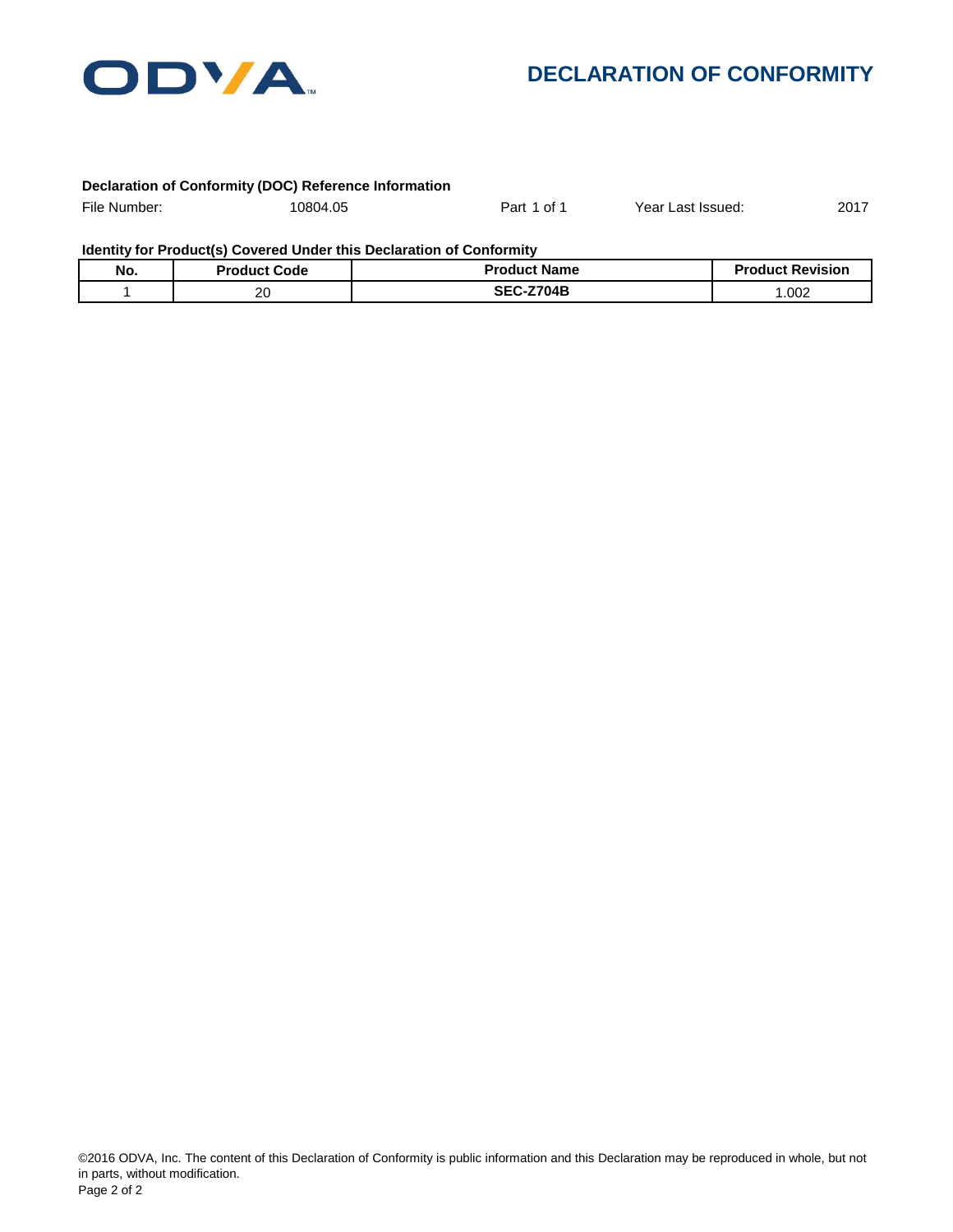ODVA

# DECLARATION OF CONFORMITY

**Declaration of Conformity (DOC) Reference Information**

File Number: 10804.05 Part 1 of 1 Year Last Issued: 2017

**Identity for Product(s) Covered Under this Declaration of Conformity**

| No. | Product Code | Product Name | Product Revision |
|---|---|---|---|
| 1 | 20 | **SEC-Z704B** | 1.002 |

©2016 ODVA, Inc. The content of this Declaration of Conformity is public information and this Declaration may be reproduced in whole, but not in parts, without modification.